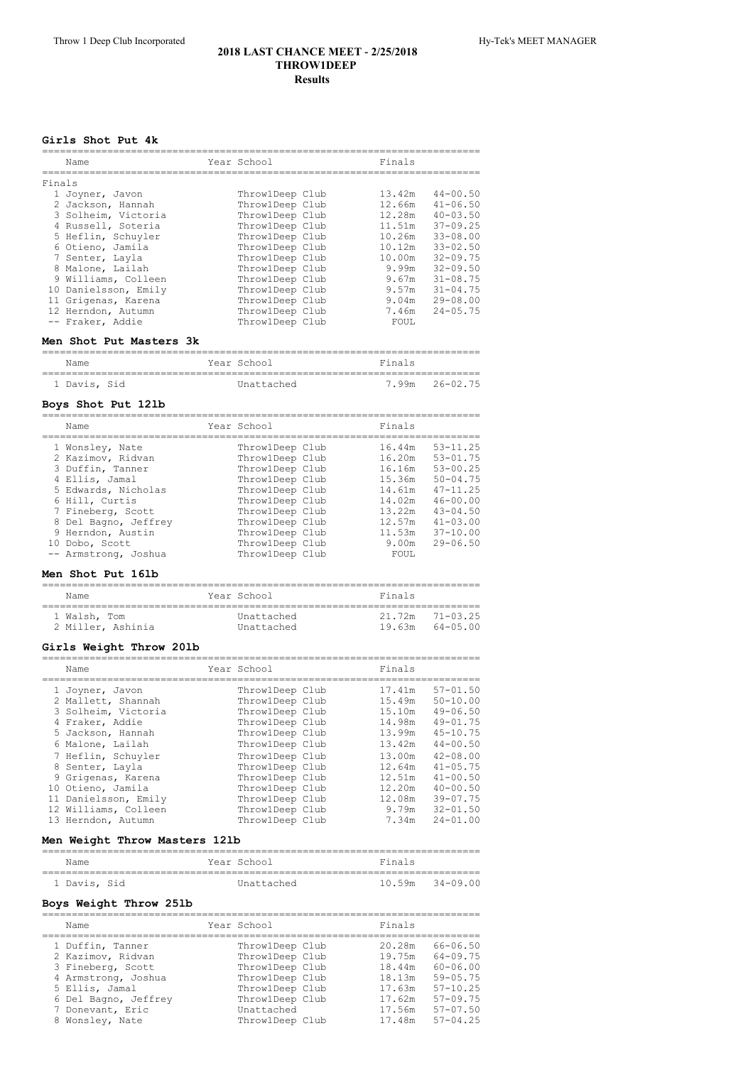# 2018 LAST CHANCE MEET - 2/25/2018
## THROW1DEEP
### Results

#### Girls Shot Put 4k

Finals

| Name | Year | School | Finals | |
|---|---|---|---|---|
| 1 Joyner, Javon | | Throw1Deep Club | 13.42m | 44-00.50 |
| 2 Jackson, Hannah | | Throw1Deep Club | 12.66m | 41-06.50 |
| 3 Solheim, Victoria | | Throw1Deep Club | 12.28m | 40-03.50 |
| 4 Russell, Soteria | | Throw1Deep Club | 11.51m | 37-09.25 |
| 5 Heflin, Schuyler | | Throw1Deep Club | 10.26m | 33-08.00 |
| 6 Otieno, Jamila | | Throw1Deep Club | 10.12m | 33-02.50 |
| 7 Senter, Layla | | Throw1Deep Club | 10.00m | 32-09.75 |
| 8 Malone, Lailah | | Throw1Deep Club | 9.99m | 32-09.50 |
| 9 Williams, Colleen | | Throw1Deep Club | 9.67m | 31-08.75 |
| 10 Danielsson, Emily | | Throw1Deep Club | 9.57m | 31-04.75 |
| 11 Grigenas, Karena | | Throw1Deep Club | 9.04m | 29-08.00 |
| 12 Herndon, Autumn | | Throw1Deep Club | 7.46m | 24-05.75 |
| -- Fraker, Addie | | Throw1Deep Club | FOUL | |

#### Men Shot Put Masters 3k

| Name | Year | School | Finals | |
|---|---|---|---|---|
| 1 Davis, Sid | | Unattached | 7.99m | 26-02.75 |

#### Boys Shot Put 12lb

| Name | Year | School | Finals | |
|---|---|---|---|---|
| 1 Wonsley, Nate | | Throw1Deep Club | 16.44m | 53-11.25 |
| 2 Kazimov, Ridvan | | Throw1Deep Club | 16.20m | 53-01.75 |
| 3 Duffin, Tanner | | Throw1Deep Club | 16.16m | 53-00.25 |
| 4 Ellis, Jamal | | Throw1Deep Club | 15.36m | 50-04.75 |
| 5 Edwards, Nicholas | | Throw1Deep Club | 14.61m | 47-11.25 |
| 6 Hill, Curtis | | Throw1Deep Club | 14.02m | 46-00.00 |
| 7 Fineberg, Scott | | Throw1Deep Club | 13.22m | 43-04.50 |
| 8 Del Bagno, Jeffrey | | Throw1Deep Club | 12.57m | 41-03.00 |
| 9 Herndon, Austin | | Throw1Deep Club | 11.53m | 37-10.00 |
| 10 Dobo, Scott | | Throw1Deep Club | 9.00m | 29-06.50 |
| -- Armstrong, Joshua | | Throw1Deep Club | FOUL | |

#### Men Shot Put 16lb

| Name | Year | School | Finals | |
|---|---|---|---|---|
| 1 Walsh, Tom | | Unattached | 21.72m | 71-03.25 |
| 2 Miller, Ashinia | | Unattached | 19.63m | 64-05.00 |

#### Girls Weight Throw 20lb

| Name | Year | School | Finals | |
|---|---|---|---|---|
| 1 Joyner, Javon | | Throw1Deep Club | 17.41m | 57-01.50 |
| 2 Mallett, Shannah | | Throw1Deep Club | 15.49m | 50-10.00 |
| 3 Solheim, Victoria | | Throw1Deep Club | 15.10m | 49-06.50 |
| 4 Fraker, Addie | | Throw1Deep Club | 14.98m | 49-01.75 |
| 5 Jackson, Hannah | | Throw1Deep Club | 13.99m | 45-10.75 |
| 6 Malone, Lailah | | Throw1Deep Club | 13.42m | 44-00.50 |
| 7 Heflin, Schuyler | | Throw1Deep Club | 13.00m | 42-08.00 |
| 8 Senter, Layla | | Throw1Deep Club | 12.64m | 41-05.75 |
| 9 Grigenas, Karena | | Throw1Deep Club | 12.51m | 41-00.50 |
| 10 Otieno, Jamila | | Throw1Deep Club | 12.20m | 40-00.50 |
| 11 Danielsson, Emily | | Throw1Deep Club | 12.08m | 39-07.75 |
| 12 Williams, Colleen | | Throw1Deep Club | 9.79m | 32-01.50 |
| 13 Herndon, Autumn | | Throw1Deep Club | 7.34m | 24-01.00 |

#### Men Weight Throw Masters 12lb

| Name | Year | School | Finals | |
|---|---|---|---|---|
| 1 Davis, Sid | | Unattached | 10.59m | 34-09.00 |

#### Boys Weight Throw 25lb

| Name | Year | School | Finals | |
|---|---|---|---|---|
| 1 Duffin, Tanner | | Throw1Deep Club | 20.28m | 66-06.50 |
| 2 Kazimov, Ridvan | | Throw1Deep Club | 19.75m | 64-09.75 |
| 3 Fineberg, Scott | | Throw1Deep Club | 18.44m | 60-06.00 |
| 4 Armstrong, Joshua | | Throw1Deep Club | 18.13m | 59-05.75 |
| 5 Ellis, Jamal | | Throw1Deep Club | 17.63m | 57-10.25 |
| 6 Del Bagno, Jeffrey | | Throw1Deep Club | 17.62m | 57-09.75 |
| 7 Donevant, Eric | | Unattached | 17.56m | 57-07.50 |
| 8 Wonsley, Nate | | Throw1Deep Club | 17.48m | 57-04.25 |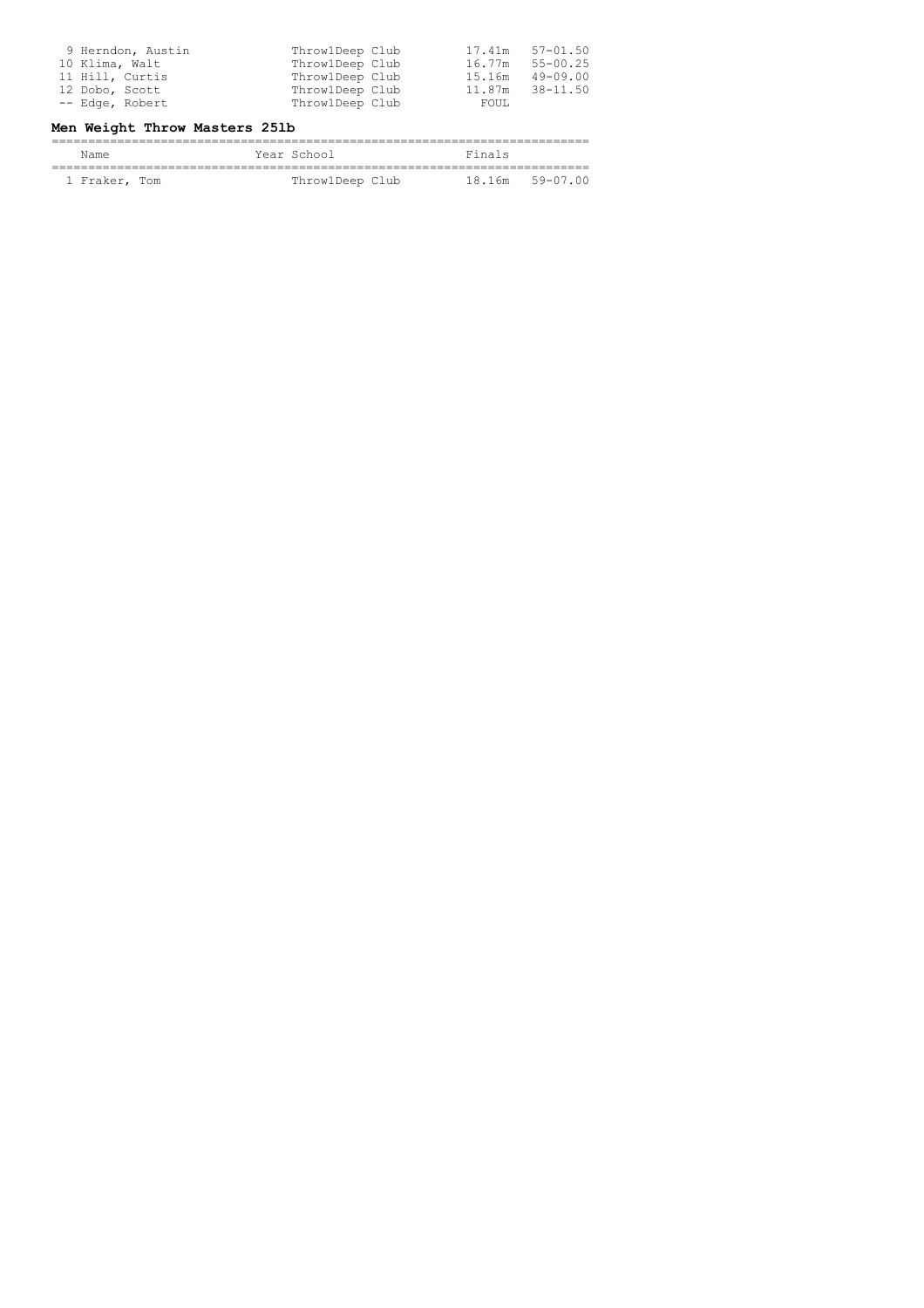| | | | | |
|---|---|---|---|---|
| 9 | Herndon, Austin | Throw1Deep Club | 17.41m | 57-01.50 |
| 10 | Klima, Walt | Throw1Deep Club | 16.77m | 55-00.25 |
| 11 | Hill, Curtis | Throw1Deep Club | 15.16m | 49-09.00 |
| 12 | Dobo, Scott | Throw1Deep Club | 11.87m | 38-11.50 |
| -- | Edge, Robert | Throw1Deep Club | FOUL | |

### Men Weight Throw Masters 25lb

| | Name | Year School | Finals | |
|---|---|---|---|---|
| 1 | Fraker, Tom | Throw1Deep Club | 18.16m | 59-07.00 |